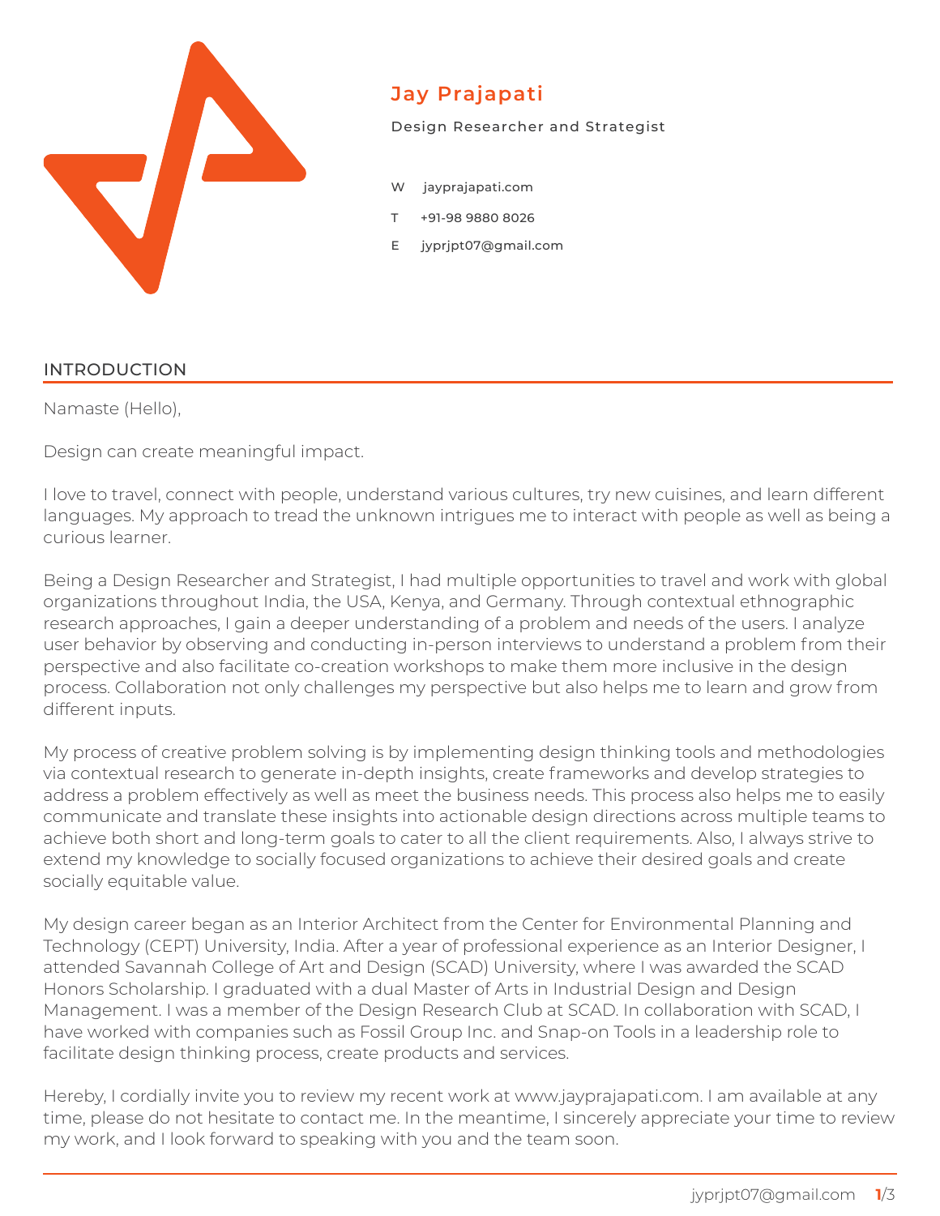# Jay Prajapati

Design Researcher and Strategist

W jayprajapati.com

T +91-98 9880 8026

E jyprjpt07@gmail.com

## INTRODUCTION

Namaste (Hello),

Design can create meaningful impact.

I love to travel, connect with people, understand various cultures, try new cuisines, and learn different languages. My approach to tread the unknown intrigues me to interact with people as well as being a curious learner.

Being a Design Researcher and Strategist, I had multiple opportunities to travel and work with global organizations throughout India, the USA, Kenya, and Germany. Through contextual ethnographic research approaches, I gain a deeper understanding of a problem and needs of the users. I analyze user behavior by observing and conducting in-person interviews to understand a problem from their perspective and also facilitate co-creation workshops to make them more inclusive in the design process. Collaboration not only challenges my perspective but also helps me to learn and grow from different inputs.

My process of creative problem solving is by implementing design thinking tools and methodologies via contextual research to generate in-depth insights, create frameworks and develop strategies to address a problem effectively as well as meet the business needs. This process also helps me to easily communicate and translate these insights into actionable design directions across multiple teams to achieve both short and long-term goals to cater to all the client requirements. Also, I always strive to extend my knowledge to socially focused organizations to achieve their desired goals and create socially equitable value.

My design career began as an Interior Architect from the Center for Environmental Planning and Technology (CEPT) University, India. After a year of professional experience as an Interior Designer, I attended Savannah College of Art and Design (SCAD) University, where I was awarded the SCAD Honors Scholarship. I graduated with a dual Master of Arts in Industrial Design and Design Management. I was a member of the Design Research Club at SCAD. In collaboration with SCAD, I have worked with companies such as Fossil Group Inc. and Snap-on Tools in a leadership role to facilitate design thinking process, create products and services.

Hereby, I cordially invite you to review my recent work at www.jayprajapati.com. I am available at any time, please do not hesitate to contact me. In the meantime, I sincerely appreciate your time to review my work, and I look forward to speaking with you and the team soon.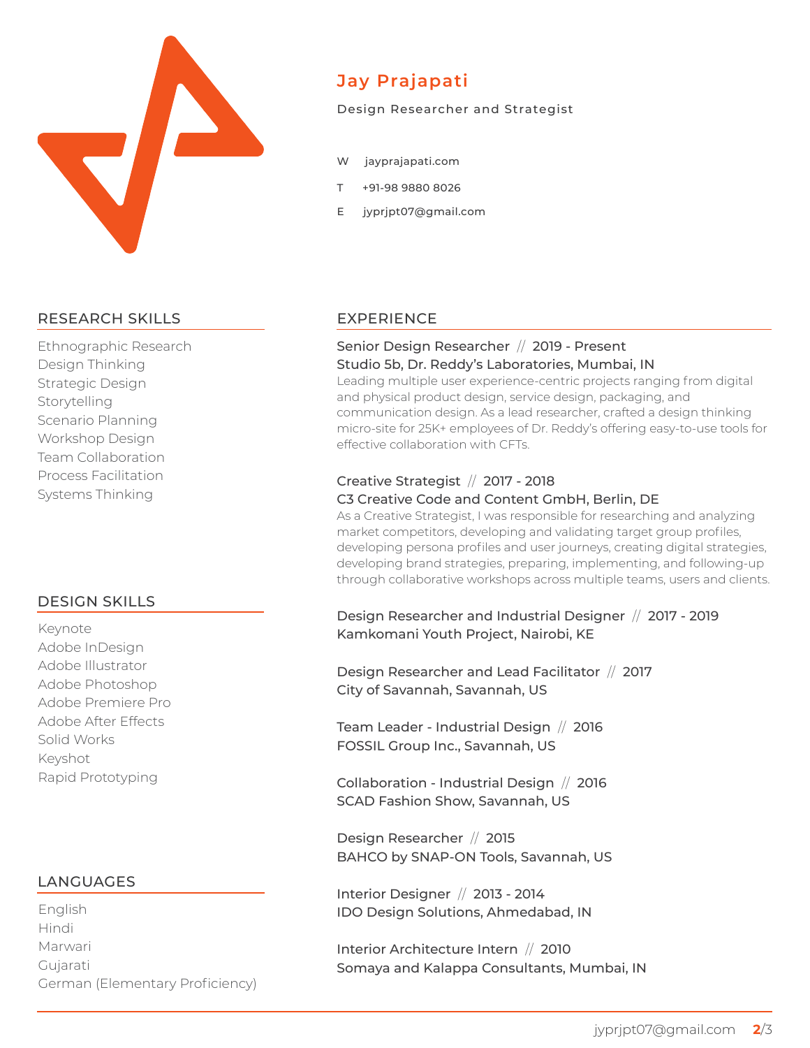# Jay Prajapati

Design Researcher and Strategist

W jayprajapati.com

T +91-98 9880 8026

E jyprjpt07@gmail.com

## RESEARCH SKILLS

Ethnographic Research
Design Thinking
Strategic Design
Storytelling
Scenario Planning
Workshop Design
Team Collaboration
Process Facilitation
Systems Thinking

## DESIGN SKILLS

Keynote
Adobe InDesign
Adobe Illustrator
Adobe Photoshop
Adobe Premiere Pro
Adobe After Effects
Solid Works
Keyshot
Rapid Prototyping

## LANGUAGES

English
Hindi
Marwari
Gujarati
German (Elementary Proficiency)

## EXPERIENCE

**Senior Design Researcher // 2019 - Present**
**Studio 5b, Dr. Reddy's Laboratories, Mumbai, IN**
Leading multiple user experience-centric projects ranging from digital and physical product design, service design, packaging, and communication design. As a lead researcher, crafted a design thinking micro-site for 25K+ employees of Dr. Reddy's offering easy-to-use tools for effective collaboration with CFTs.

**Creative Strategist // 2017 - 2018**
**C3 Creative Code and Content GmbH, Berlin, DE**
As a Creative Strategist, I was responsible for researching and analyzing market competitors, developing and validating target group profiles, developing persona profiles and user journeys, creating digital strategies, developing brand strategies, preparing, implementing, and following-up through collaborative workshops across multiple teams, users and clients.

**Design Researcher and Industrial Designer // 2017 - 2019**
**Kamkomani Youth Project, Nairobi, KE**

**Design Researcher and Lead Facilitator // 2017**
**City of Savannah, Savannah, US**

**Team Leader - Industrial Design // 2016**
**FOSSIL Group Inc., Savannah, US**

**Collaboration - Industrial Design // 2016**
**SCAD Fashion Show, Savannah, US**

**Design Researcher // 2015**
**BAHCO by SNAP-ON Tools, Savannah, US**

**Interior Designer // 2013 - 2014**
**IDO Design Solutions, Ahmedabad, IN**

**Interior Architecture Intern // 2010**
**Somaya and Kalappa Consultants, Mumbai, IN**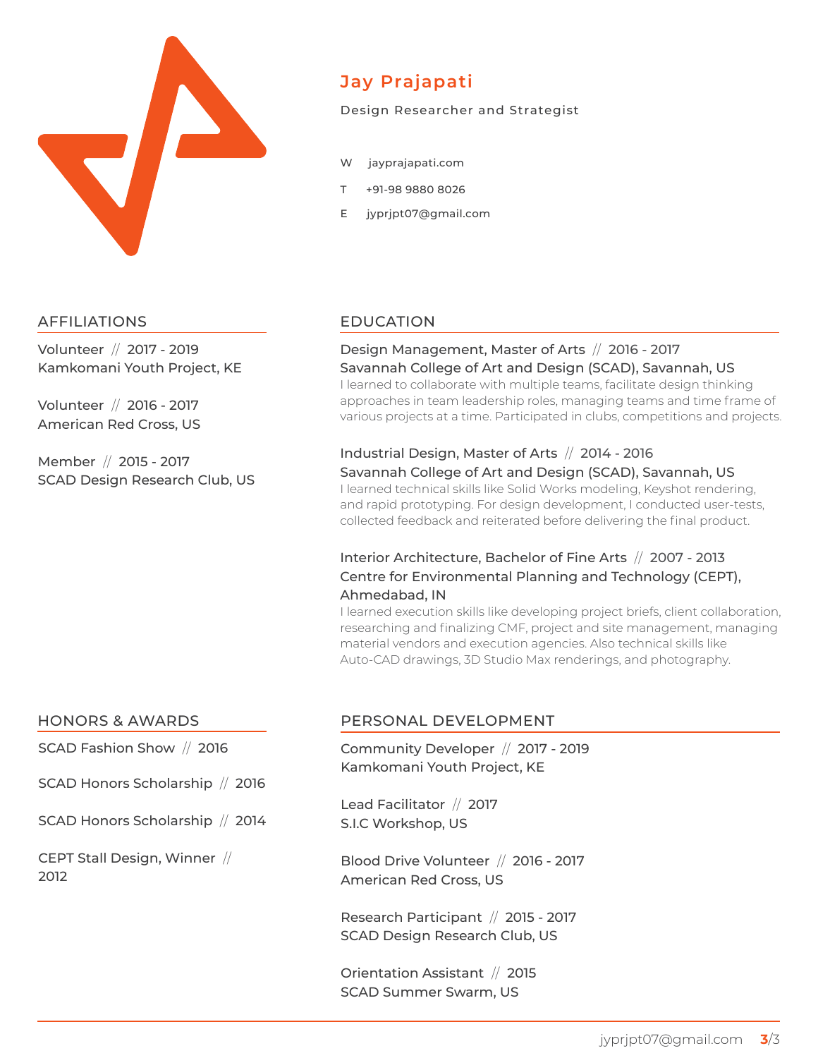# Jay Prajapati

Design Researcher and Strategist

W jayprajapati.com

T +91-98 9880 8026

E jyprjpt07@gmail.com

## AFFILIATIONS

Volunteer // 2017 - 2019
Kamkomani Youth Project, KE

Volunteer // 2016 - 2017
American Red Cross, US

Member // 2015 - 2017
SCAD Design Research Club, US

## EDUCATION

Design Management, Master of Arts // 2016 - 2017
Savannah College of Art and Design (SCAD), Savannah, US
I learned to collaborate with multiple teams, facilitate design thinking approaches in team leadership roles, managing teams and time frame of various projects at a time. Participated in clubs, competitions and projects.

Industrial Design, Master of Arts // 2014 - 2016
Savannah College of Art and Design (SCAD), Savannah, US
I learned technical skills like Solid Works modeling, Keyshot rendering, and rapid prototyping. For design development, I conducted user-tests, collected feedback and reiterated before delivering the final product.

Interior Architecture, Bachelor of Fine Arts // 2007 - 2013
Centre for Environmental Planning and Technology (CEPT), Ahmedabad, IN
I learned execution skills like developing project briefs, client collaboration, researching and finalizing CMF, project and site management, managing material vendors and execution agencies. Also technical skills like Auto-CAD drawings, 3D Studio Max renderings, and photography.

## HONORS & AWARDS

SCAD Fashion Show // 2016

SCAD Honors Scholarship // 2016

SCAD Honors Scholarship // 2014

CEPT Stall Design, Winner // 2012

## PERSONAL DEVELOPMENT

Community Developer // 2017 - 2019
Kamkomani Youth Project, KE

Lead Facilitator // 2017
S.I.C Workshop, US

Blood Drive Volunteer // 2016 - 2017
American Red Cross, US

Research Participant // 2015 - 2017
SCAD Design Research Club, US

Orientation Assistant // 2015
SCAD Summer Swarm, US